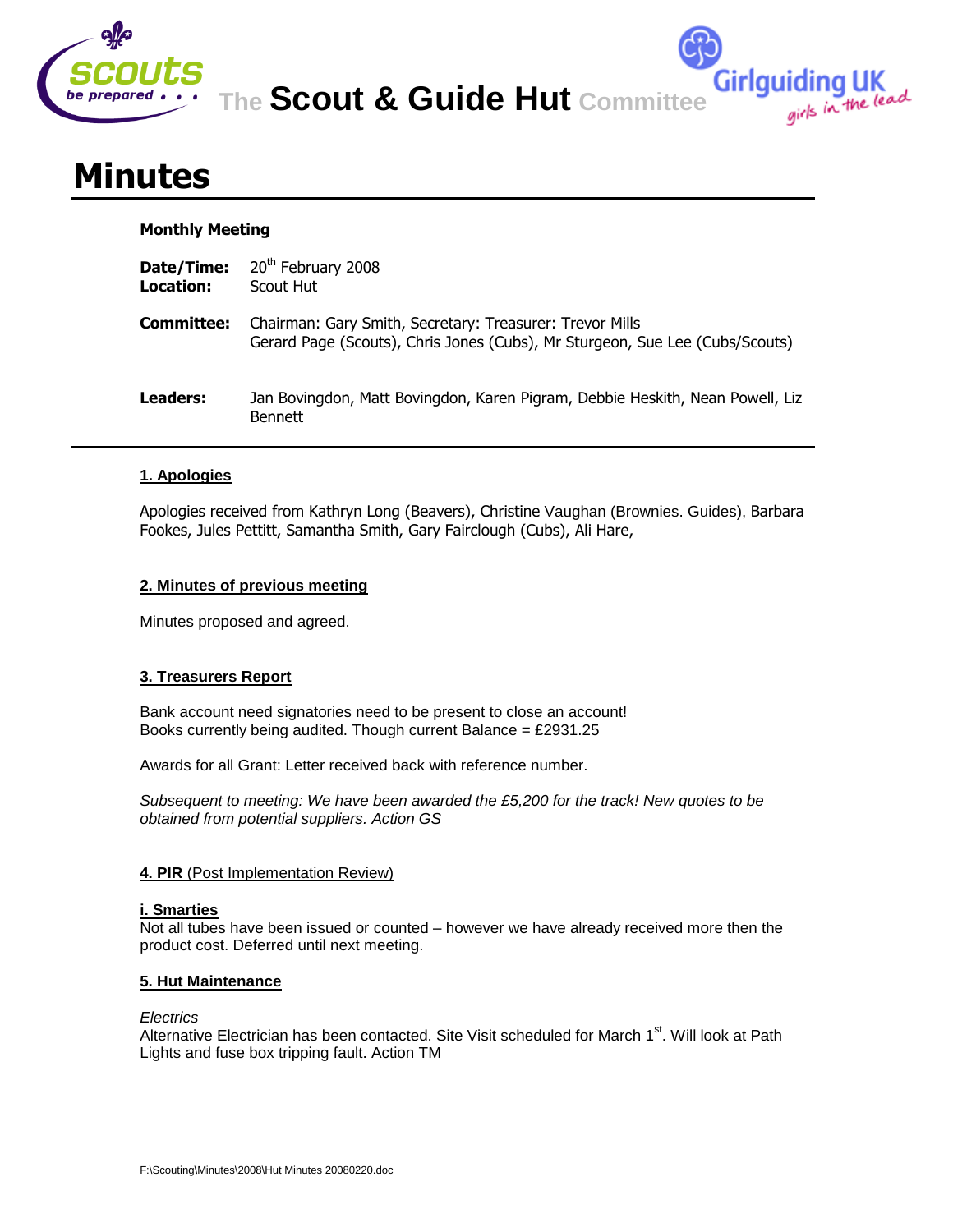The **Scout & Guide Hut** Committee

# Minutes

**Monthly Meeting**

**Date/Time:** 20th February 2008
**Location:** Scout Hut

**Committee:** Chairman: Gary Smith, Secretary: Treasurer: Trevor Mills
Gerard Page (Scouts), Chris Jones (Cubs), Mr Sturgeon, Sue Lee (Cubs/Scouts)

**Leaders:** Jan Bovingdon, Matt Bovingdon, Karen Pigram, Debbie Heskith, Nean Powell, Liz Bennett

---

### 1. Apologies

Apologies received from Kathryn Long (Beavers), Christine Vaughan (Brownies. Guides), Barbara Fookes, Jules Pettitt, Samantha Smith, Gary Fairclough (Cubs), Ali Hare,

### 2. Minutes of previous meeting

Minutes proposed and agreed.

### 3. Treasurers Report

Bank account need signatories need to be present to close an account!
Books currently being audited. Though current Balance = £2931.25

Awards for all Grant: Letter received back with reference number.

*Subsequent to meeting: We have been awarded the £5,200 for the track! New quotes to be obtained from potential suppliers. Action GS*

### 4. PIR (Post Implementation Review)

#### i. Smarties

Not all tubes have been issued or counted – however we have already received more then the product cost. Deferred until next meeting.

### 5. Hut Maintenance

*Electrics*
Alternative Electrician has been contacted. Site Visit scheduled for March 1st. Will look at Path Lights and fuse box tripping fault. Action TM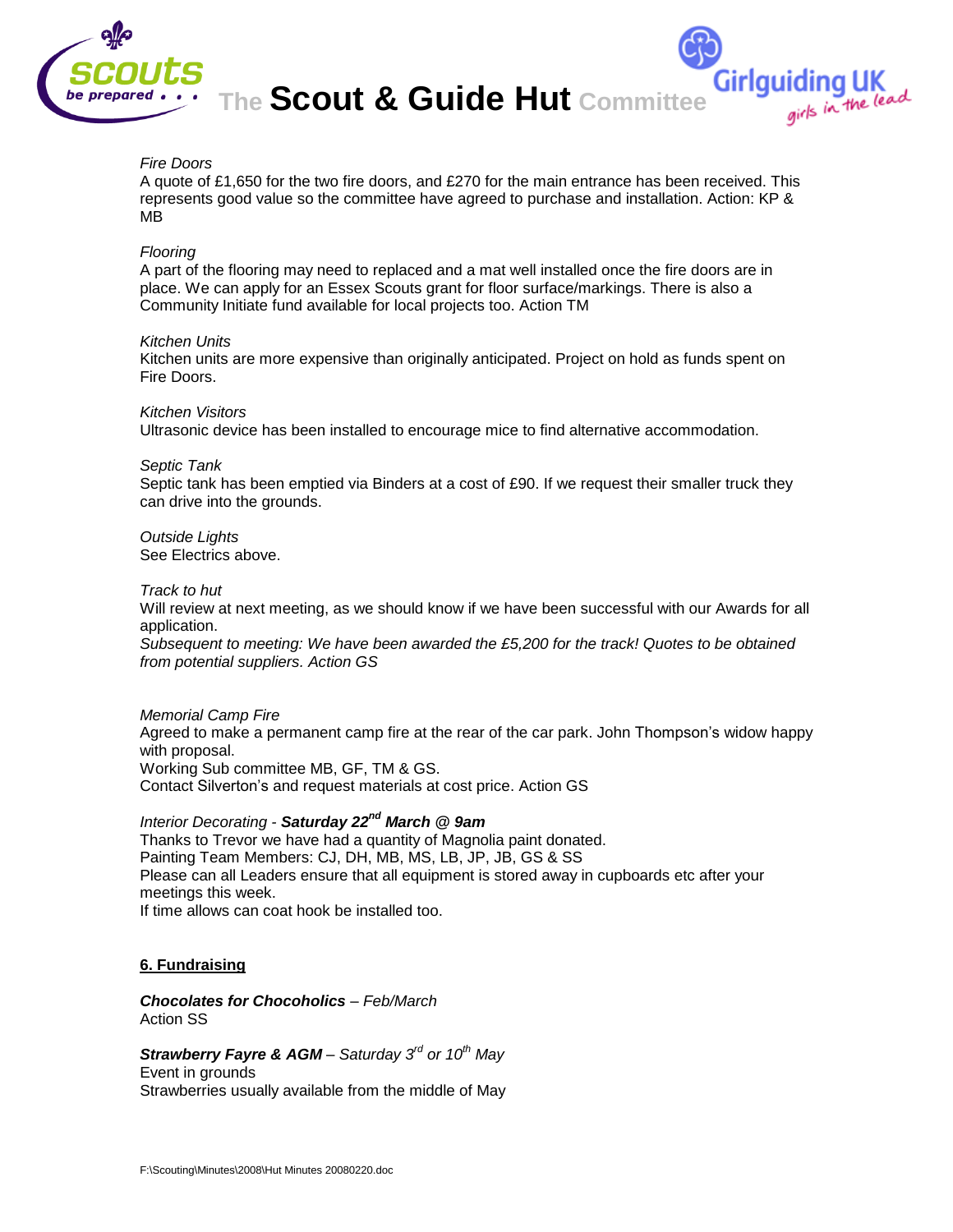*Fire Doors*
A quote of £1,650 for the two fire doors, and £270 for the main entrance has been received. This represents good value so the committee have agreed to purchase and installation. Action: KP & MB

*Flooring*
A part of the flooring may need to replaced and a mat well installed once the fire doors are in place. We can apply for an Essex Scouts grant for floor surface/markings. There is also a Community Initiate fund available for local projects too. Action TM

*Kitchen Units*
Kitchen units are more expensive than originally anticipated. Project on hold as funds spent on Fire Doors.

*Kitchen Visitors*
Ultrasonic device has been installed to encourage mice to find alternative accommodation.

*Septic Tank*
Septic tank has been emptied via Binders at a cost of £90. If we request their smaller truck they can drive into the grounds.

*Outside Lights*
See Electrics above.

*Track to hut*
Will review at next meeting, as we should know if we have been successful with our Awards for all application.
*Subsequent to meeting: We have been awarded the £5,200 for the track! Quotes to be obtained from potential suppliers. Action GS*

*Memorial Camp Fire*
Agreed to make a permanent camp fire at the rear of the car park. John Thompson's widow happy with proposal.
Working Sub committee MB, GF, TM & GS.
Contact Silverton's and request materials at cost price. Action GS

*Interior Decorating* - ***Saturday 22nd March @ 9am***
Thanks to Trevor we have had a quantity of Magnolia paint donated.
Painting Team Members: CJ, DH, MB, MS, LB, JP, JB, GS & SS
Please can all Leaders ensure that all equipment is stored away in cupboards etc after your meetings this week.
If time allows can coat hook be installed too.

## 6. Fundraising

***Chocolates for Chocoholics*** – *Feb/March*
Action SS

***Strawberry Fayre & AGM*** – *Saturday 3rd or 10th May*
Event in grounds
Strawberries usually available from the middle of May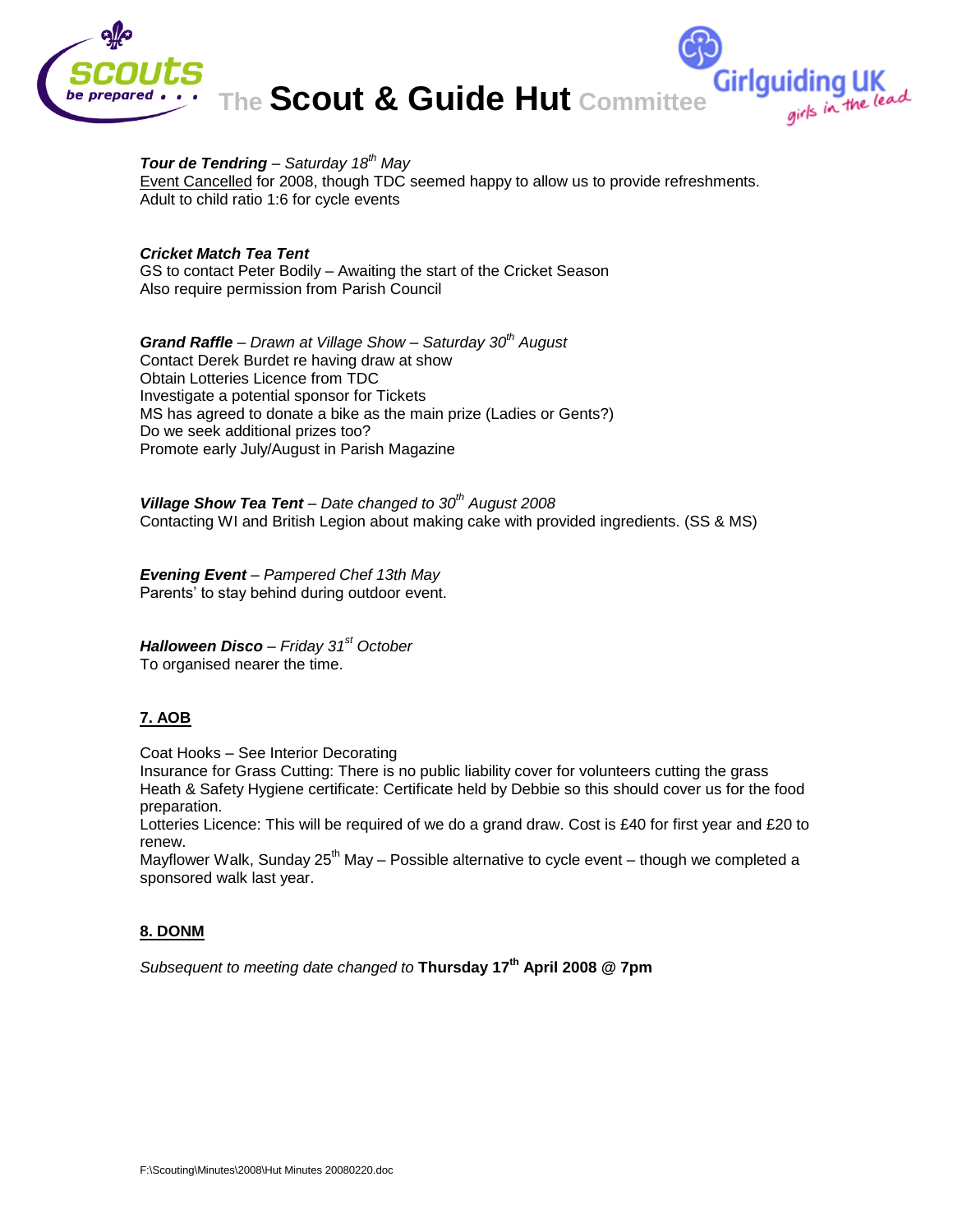**Tour de Tendring** – *Saturday 18th May*
Event Cancelled for 2008, though TDC seemed happy to allow us to provide refreshments.
Adult to child ratio 1:6 for cycle events

***Cricket Match Tea Tent***
GS to contact Peter Bodily – Awaiting the start of the Cricket Season
Also require permission from Parish Council

**Grand Raffle** – *Drawn at Village Show – Saturday 30th August*
Contact Derek Burdet re having draw at show
Obtain Lotteries Licence from TDC
Investigate a potential sponsor for Tickets
MS has agreed to donate a bike as the main prize (Ladies or Gents?)
Do we seek additional prizes too?
Promote early July/August in Parish Magazine

**Village Show Tea Tent** – *Date changed to 30th August 2008*
Contacting WI and British Legion about making cake with provided ingredients. (SS & MS)

**Evening Event** – *Pampered Chef 13th May*
Parents' to stay behind during outdoor event.

**Halloween Disco** – *Friday 31st October*
To organised nearer the time.

## 7. AOB

Coat Hooks – See Interior Decorating
Insurance for Grass Cutting: There is no public liability cover for volunteers cutting the grass
Heath & Safety Hygiene certificate: Certificate held by Debbie so this should cover us for the food preparation.
Lotteries Licence: This will be required of we do a grand draw. Cost is £40 for first year and £20 to renew.
Mayflower Walk, Sunday 25th May – Possible alternative to cycle event – though we completed a sponsored walk last year.

## 8. DONM

*Subsequent to meeting date changed to* **Thursday 17th April 2008 @ 7pm**